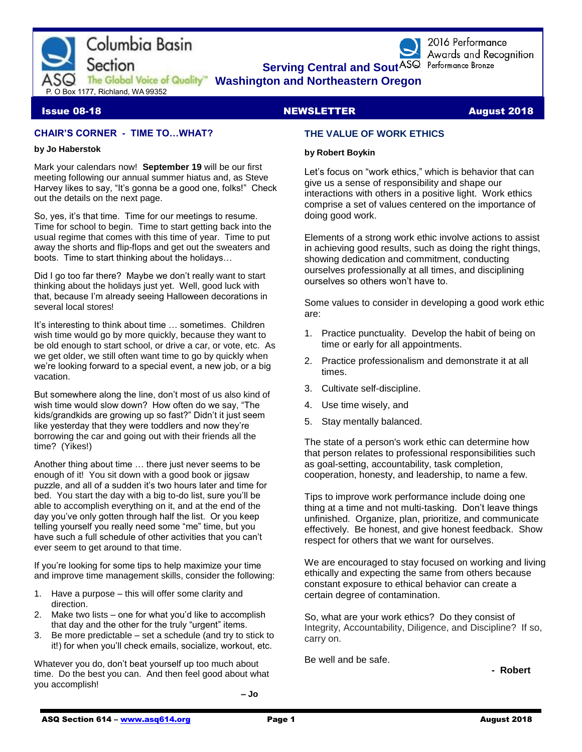# Columbia Basin Section

ASQ The Global Voice of Quality™

P. O Box 1177, Richland, WA 99352

**Serving Central and Southern Washington and Northeastern Oregon**

2016 Performance Awards and Recognition — ASQ Performance Bronze

**Issue 08-18 — NEWSLETTER — August 2018**

## CHAIR'S CORNER - TIME TO…WHAT?

**by Jo Haberstok**

Mark your calendars now! **September 19** will be our first meeting following our annual summer hiatus and, as Steve Harvey likes to say, "It's gonna be a good one, folks!" Check out the details on the next page.

So, yes, it's that time. Time for our meetings to resume. Time for school to begin. Time to start getting back into the usual regime that comes with this time of year. Time to put away the shorts and flip-flops and get out the sweaters and boots. Time to start thinking about the holidays…

Did I go too far there? Maybe we don't really want to start thinking about the holidays just yet. Well, good luck with that, because I'm already seeing Halloween decorations in several local stores!

It's interesting to think about time … sometimes. Children wish time would go by more quickly, because they want to be old enough to start school, or drive a car, or vote, etc. As we get older, we still often want time to go by quickly when we're looking forward to a special event, a new job, or a big vacation.

But somewhere along the line, don't most of us also kind of wish time would slow down? How often do we say, "The kids/grandkids are growing up so fast?" Didn't it just seem like yesterday that they were toddlers and now they're borrowing the car and going out with their friends all the time? (Yikes!)

Another thing about time … there just never seems to be enough of it! You sit down with a good book or jigsaw puzzle, and all of a sudden it's two hours later and time for bed. You start the day with a big to-do list, sure you'll be able to accomplish everything on it, and at the end of the day you've only gotten through half the list. Or you keep telling yourself you really need some "me" time, but you have such a full schedule of other activities that you can't ever seem to get around to that time.

If you're looking for some tips to help maximize your time and improve time management skills, consider the following:

1. Have a purpose – this will offer some clarity and direction.
2. Make two lists – one for what you'd like to accomplish that day and the other for the truly "urgent" items.
3. Be more predictable – set a schedule (and try to stick to it!) for when you'll check emails, socialize, workout, etc.

Whatever you do, don't beat yourself up too much about time. Do the best you can. And then feel good about what you accomplish!

**– Jo**

## THE VALUE OF WORK ETHICS

**by Robert Boykin**

Let's focus on "work ethics," which is behavior that can give us a sense of responsibility and shape our interactions with others in a positive light. Work ethics comprise a set of values centered on the importance of doing good work.

Elements of a strong work ethic involve actions to assist in achieving good results, such as doing the right things, showing dedication and commitment, conducting ourselves professionally at all times, and disciplining ourselves so others won't have to.

Some values to consider in developing a good work ethic are:

1. Practice punctuality. Develop the habit of being on time or early for all appointments.
2. Practice professionalism and demonstrate it at all times.
3. Cultivate self-discipline.
4. Use time wisely, and
5. Stay mentally balanced.

The state of a person's work ethic can determine how that person relates to professional responsibilities such as goal-setting, accountability, task completion, cooperation, honesty, and leadership, to name a few.

Tips to improve work performance include doing one thing at a time and not multi-tasking. Don't leave things unfinished. Organize, plan, prioritize, and communicate effectively. Be honest, and give honest feedback. Show respect for others that we want for ourselves.

We are encouraged to stay focused on working and living ethically and expecting the same from others because constant exposure to ethical behavior can create a certain degree of contamination.

So, what are your work ethics? Do they consist of Integrity, Accountability, Diligence, and Discipline? If so, carry on.

Be well and be safe.

**- Robert**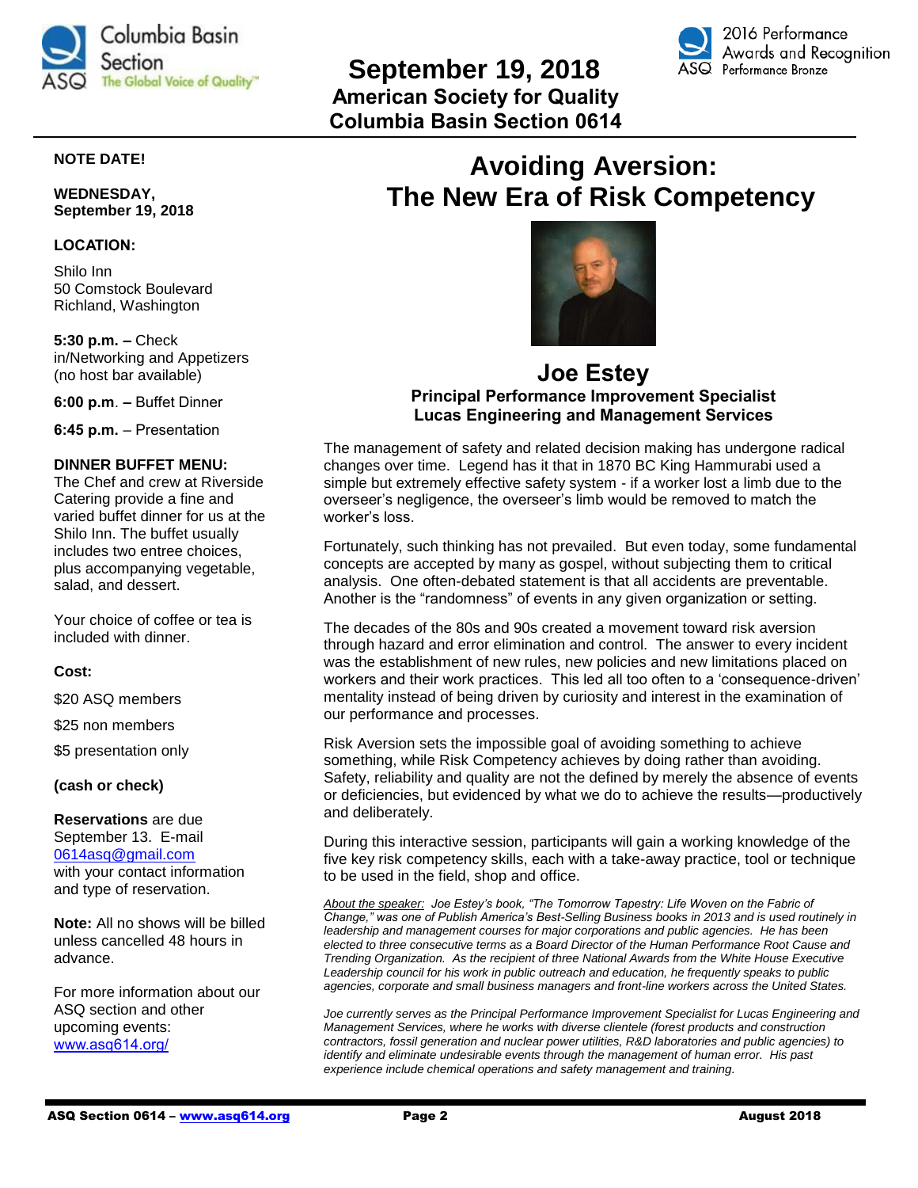# September 19, 2018

**American Society for Quality**
**Columbia Basin Section 0614**

**NOTE DATE!**

**WEDNESDAY, September 19, 2018**

**LOCATION:**

Shilo Inn
50 Comstock Boulevard
Richland, Washington

**5:30 p.m. –** Check in/Networking and Appetizers (no host bar available)

**6:00 p.m. –** Buffet Dinner

**6:45 p.m.** – Presentation

**DINNER BUFFET MENU:**
The Chef and crew at Riverside Catering provide a fine and varied buffet dinner for us at the Shilo Inn. The buffet usually includes two entree choices, plus accompanying vegetable, salad, and dessert.

Your choice of coffee or tea is included with dinner.

**Cost:**

$20 ASQ members

$25 non members

$5 presentation only

**(cash or check)**

**Reservations** are due September 13. E-mail 0614asq@gmail.com with your contact information and type of reservation.

**Note:** All no shows will be billed unless cancelled 48 hours in advance.

For more information about our ASQ section and other upcoming events: www.asq614.org/

# Avoiding Aversion: The New Era of Risk Competency

## Joe Estey

**Principal Performance Improvement Specialist**
**Lucas Engineering and Management Services**

The management of safety and related decision making has undergone radical changes over time. Legend has it that in 1870 BC King Hammurabi used a simple but extremely effective safety system - if a worker lost a limb due to the overseer's negligence, the overseer's limb would be removed to match the worker's loss.

Fortunately, such thinking has not prevailed. But even today, some fundamental concepts are accepted by many as gospel, without subjecting them to critical analysis. One often-debated statement is that all accidents are preventable. Another is the "randomness" of events in any given organization or setting.

The decades of the 80s and 90s created a movement toward risk aversion through hazard and error elimination and control. The answer to every incident was the establishment of new rules, new policies and new limitations placed on workers and their work practices. This led all too often to a 'consequence-driven' mentality instead of being driven by curiosity and interest in the examination of our performance and processes.

Risk Aversion sets the impossible goal of avoiding something to achieve something, while Risk Competency achieves by doing rather than avoiding. Safety, reliability and quality are not the defined by merely the absence of events or deficiencies, but evidenced by what we do to achieve the results—productively and deliberately.

During this interactive session, participants will gain a working knowledge of the five key risk competency skills, each with a take-away practice, tool or technique to be used in the field, shop and office.

*About the speaker: Joe Estey's book, "The Tomorrow Tapestry: Life Woven on the Fabric of Change," was one of Publish America's Best-Selling Business books in 2013 and is used routinely in leadership and management courses for major corporations and public agencies. He has been elected to three consecutive terms as a Board Director of the Human Performance Root Cause and Trending Organization. As the recipient of three National Awards from the White House Executive Leadership council for his work in public outreach and education, he frequently speaks to public agencies, corporate and small business managers and front-line workers across the United States.*

*Joe currently serves as the Principal Performance Improvement Specialist for Lucas Engineering and Management Services, where he works with diverse clientele (forest products and construction contractors, fossil generation and nuclear power utilities, R&D laboratories and public agencies) to identify and eliminate undesirable events through the management of human error. His past experience include chemical operations and safety management and training.*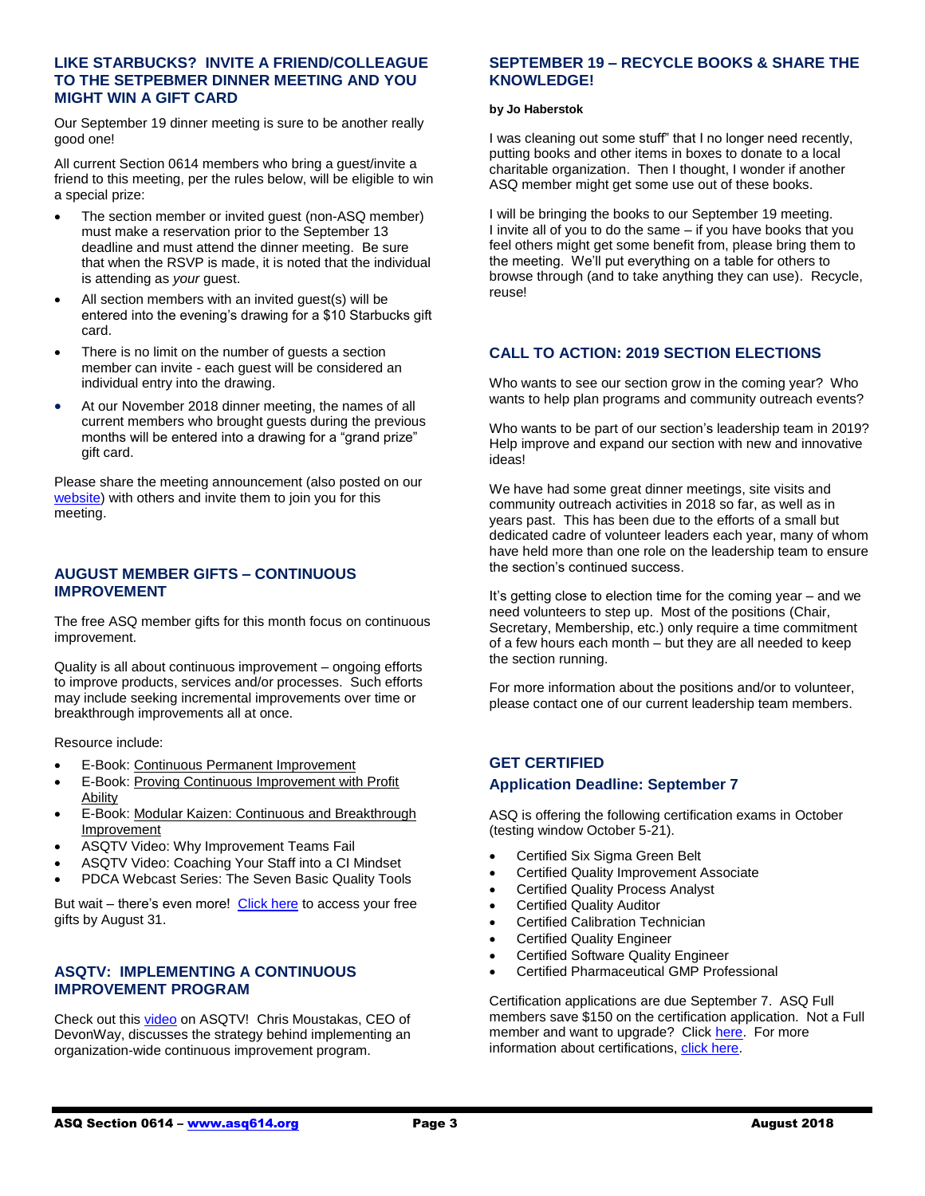## LIKE STARBUCKS? INVITE A FRIEND/COLLEAGUE TO THE SETPEBMER DINNER MEETING AND YOU MIGHT WIN A GIFT CARD

Our September 19 dinner meeting is sure to be another really good one!

All current Section 0614 members who bring a guest/invite a friend to this meeting, per the rules below, will be eligible to win a special prize:

- The section member or invited guest (non-ASQ member) must make a reservation prior to the September 13 deadline and must attend the dinner meeting. Be sure that when the RSVP is made, it is noted that the individual is attending as *your* guest.
- All section members with an invited guest(s) will be entered into the evening's drawing for a $10 Starbucks gift card.
- There is no limit on the number of guests a section member can invite - each guest will be considered an individual entry into the drawing.
- At our November 2018 dinner meeting, the names of all current members who brought guests during the previous months will be entered into a drawing for a "grand prize" gift card.

Please share the meeting announcement (also posted on our website) with others and invite them to join you for this meeting.

## AUGUST MEMBER GIFTS – CONTINUOUS IMPROVEMENT

The free ASQ member gifts for this month focus on continuous improvement.

Quality is all about continuous improvement – ongoing efforts to improve products, services and/or processes. Such efforts may include seeking incremental improvements over time or breakthrough improvements all at once.

Resource include:

- E-Book: Continuous Permanent Improvement
- E-Book: Proving Continuous Improvement with Profit Ability
- E-Book: Modular Kaizen: Continuous and Breakthrough Improvement
- ASQTV Video: Why Improvement Teams Fail
- ASQTV Video: Coaching Your Staff into a CI Mindset
- PDCA Webcast Series: The Seven Basic Quality Tools

But wait – there's even more! Click here to access your free gifts by August 31.

## ASQTV: IMPLEMENTING A CONTINUOUS IMPROVEMENT PROGRAM

Check out this video on ASQTV! Chris Moustakas, CEO of DevonWay, discusses the strategy behind implementing an organization-wide continuous improvement program.

## SEPTEMBER 19 – RECYCLE BOOKS & SHARE THE KNOWLEDGE!

**by Jo Haberstok**

I was cleaning out some stuff" that I no longer need recently, putting books and other items in boxes to donate to a local charitable organization. Then I thought, I wonder if another ASQ member might get some use out of these books.

I will be bringing the books to our September 19 meeting. I invite all of you to do the same – if you have books that you feel others might get some benefit from, please bring them to the meeting. We'll put everything on a table for others to browse through (and to take anything they can use). Recycle, reuse!

## CALL TO ACTION: 2019 SECTION ELECTIONS

Who wants to see our section grow in the coming year? Who wants to help plan programs and community outreach events?

Who wants to be part of our section's leadership team in 2019? Help improve and expand our section with new and innovative ideas!

We have had some great dinner meetings, site visits and community outreach activities in 2018 so far, as well as in years past. This has been due to the efforts of a small but dedicated cadre of volunteer leaders each year, many of whom have held more than one role on the leadership team to ensure the section's continued success.

It's getting close to election time for the coming year – and we need volunteers to step up. Most of the positions (Chair, Secretary, Membership, etc.) only require a time commitment of a few hours each month – but they are all needed to keep the section running.

For more information about the positions and/or to volunteer, please contact one of our current leadership team members.

## GET CERTIFIED

### Application Deadline: September 7

ASQ is offering the following certification exams in October (testing window October 5-21).

- Certified Six Sigma Green Belt
- Certified Quality Improvement Associate
- Certified Quality Process Analyst
- Certified Quality Auditor
- Certified Calibration Technician
- Certified Quality Engineer
- Certified Software Quality Engineer
- Certified Pharmaceutical GMP Professional

Certification applications are due September 7. ASQ Full members save $150 on the certification application. Not a Full member and want to upgrade? Click here. For more information about certifications, click here.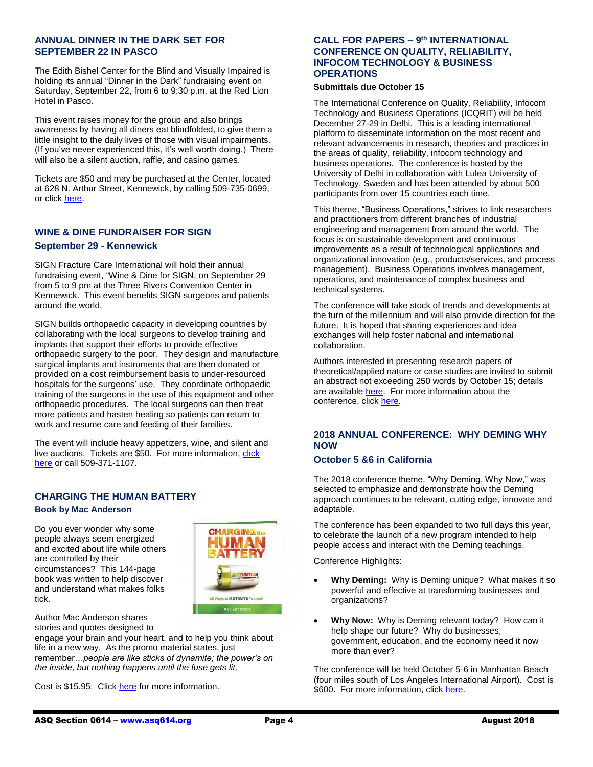## ANNUAL DINNER IN THE DARK SET FOR SEPTEMBER 22 IN PASCO

The Edith Bishel Center for the Blind and Visually Impaired is holding its annual "Dinner in the Dark" fundraising event on Saturday, September 22, from 6 to 9:30 p.m. at the Red Lion Hotel in Pasco.

This event raises money for the group and also brings awareness by having all diners eat blindfolded, to give them a little insight to the daily lives of those with visual impairments. (If you've never experienced this, it's well worth doing.) There will also be a silent auction, raffle, and casino games.

Tickets are $50 and may be purchased at the Center, located at 628 N. Arthur Street, Kennewick, by calling 509-735-0699, or click here.

## WINE & DINE FUNDRAISER FOR SIGN

### September 29 - Kennewick

SIGN Fracture Care International will hold their annual fundraising event, "Wine & Dine for SIGN, on September 29 from 5 to 9 pm at the Three Rivers Convention Center in Kennewick. This event benefits SIGN surgeons and patients around the world.

SIGN builds orthopaedic capacity in developing countries by collaborating with the local surgeons to develop training and implants that support their efforts to provide effective orthopaedic surgery to the poor. They design and manufacture surgical implants and instruments that are then donated or provided on a cost reimbursement basis to under-resourced hospitals for the surgeons' use. They coordinate orthopaedic training of the surgeons in the use of this equipment and other orthopaedic procedures. The local surgeons can then treat more patients and hasten healing so patients can return to work and resume care and feeding of their families.

The event will include heavy appetizers, wine, and silent and live auctions. Tickets are $50. For more information, click here or call 509-371-1107.

## CHARGING THE HUMAN BATTERY

### Book by Mac Anderson

Do you ever wonder why some people always seem energized and excited about life while others are controlled by their circumstances? This 144-page book was written to help discover and understand what makes folks tick.

Author Mac Anderson shares stories and quotes designed to engage your brain and your heart, and to help you think about life in a new way. As the promo material states, just remember…*people are like sticks of dynamite; the power's on the inside, but nothing happens until the fuse gets lit*.

Cost is $15.95. Click here for more information.

## CALL FOR PAPERS – 9th INTERNATIONAL CONFERENCE ON QUALITY, RELIABILITY, INFOCOM TECHNOLOGY & BUSINESS OPERATIONS

**Submittals due October 15**

The International Conference on Quality, Reliability, Infocom Technology and Business Operations (ICQRIT) will be held December 27-29 in Delhi. This is a leading international platform to disseminate information on the most recent and relevant advancements in research, theories and practices in the areas of quality, reliability, infocom technology and business operations. The conference is hosted by the University of Delhi in collaboration with Lulea University of Technology, Sweden and has been attended by about 500 participants from over 15 countries each time.

This theme, "Business Operations," strives to link researchers and practitioners from different branches of industrial engineering and management from around the world. The focus is on sustainable development and continuous improvements as a result of technological applications and organizational innovation (e.g., products/services, and process management). Business Operations involves management, operations, and maintenance of complex business and technical systems.

The conference will take stock of trends and developments at the turn of the millennium and will also provide direction for the future. It is hoped that sharing experiences and idea exchanges will help foster national and international collaboration.

Authors interested in presenting research papers of theoretical/applied nature or case studies are invited to submit an abstract not exceeding 250 words by October 15; details are available here. For more information about the conference, click here.

## 2018 ANNUAL CONFERENCE: WHY DEMING WHY NOW

### October 5 &6 in California

The 2018 conference theme, "Why Deming, Why Now," was selected to emphasize and demonstrate how the Deming approach continues to be relevant, cutting edge, innovate and adaptable.

The conference has been expanded to two full days this year, to celebrate the launch of a new program intended to help people access and interact with the Deming teachings.

Conference Highlights:

- **Why Deming:** Why is Deming unique? What makes it so powerful and effective at transforming businesses and organizations?
- **Why Now:** Why is Deming relevant today? How can it help shape our future? Why do businesses, government, education, and the economy need it now more than ever?

The conference will be held October 5-6 in Manhattan Beach (four miles south of Los Angeles International Airport). Cost is $600. For more information, click here.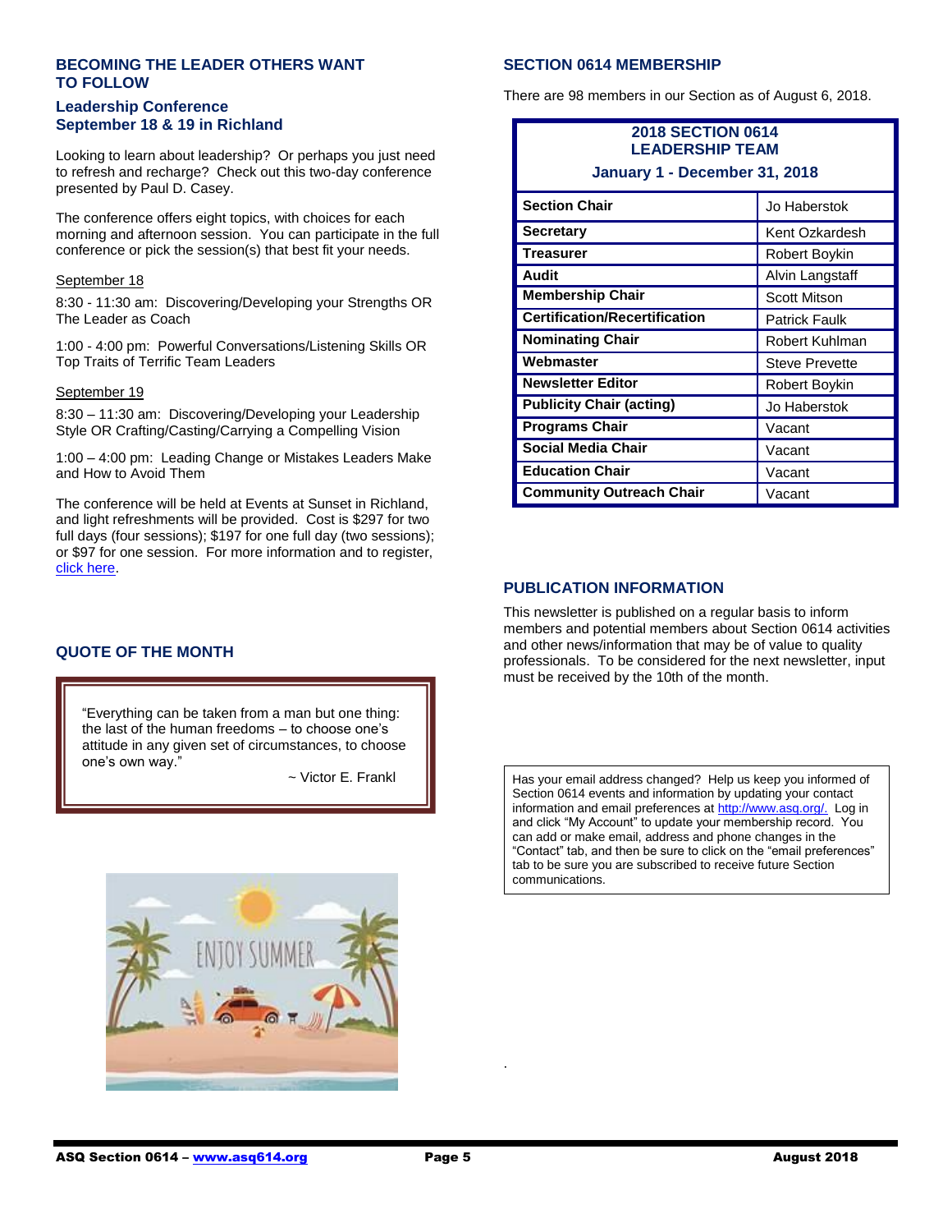## BECOMING THE LEADER OTHERS WANT TO FOLLOW

### Leadership Conference September 18 & 19 in Richland

Looking to learn about leadership? Or perhaps you just need to refresh and recharge? Check out this two-day conference presented by Paul D. Casey.

The conference offers eight topics, with choices for each morning and afternoon session. You can participate in the full conference or pick the session(s) that best fit your needs.

September 18

8:30 - 11:30 am: Discovering/Developing your Strengths OR The Leader as Coach

1:00 - 4:00 pm: Powerful Conversations/Listening Skills OR Top Traits of Terrific Team Leaders

September 19

8:30 – 11:30 am: Discovering/Developing your Leadership Style OR Crafting/Casting/Carrying a Compelling Vision

1:00 – 4:00 pm: Leading Change or Mistakes Leaders Make and How to Avoid Them

The conference will be held at Events at Sunset in Richland, and light refreshments will be provided. Cost is $297 for two full days (four sessions); $197 for one full day (two sessions); or $97 for one session. For more information and to register, click here.

## QUOTE OF THE MONTH

"Everything can be taken from a man but one thing: the last of the human freedoms – to choose one's attitude in any given set of circumstances, to choose one's own way."

~ Victor E. Frankl

## SECTION 0614 MEMBERSHIP

There are 98 members in our Section as of August 6, 2018.

**2018 SECTION 0614 LEADERSHIP TEAM**

**January 1 - December 31, 2018**

| | |
|---|---|
| **Section Chair** | Jo Haberstok |
| **Secretary** | Kent Ozkardesh |
| **Treasurer** | Robert Boykin |
| **Audit** | Alvin Langstaff |
| **Membership Chair** | Scott Mitson |
| **Certification/Recertification** | Patrick Faulk |
| **Nominating Chair** | Robert Kuhlman |
| **Webmaster** | Steve Prevette |
| **Newsletter Editor** | Robert Boykin |
| **Publicity Chair (acting)** | Jo Haberstok |
| **Programs Chair** | Vacant |
| **Social Media Chair** | Vacant |
| **Education Chair** | Vacant |
| **Community Outreach Chair** | Vacant |

## PUBLICATION INFORMATION

This newsletter is published on a regular basis to inform members and potential members about Section 0614 activities and other news/information that may be of value to quality professionals. To be considered for the next newsletter, input must be received by the 10th of the month.

Has your email address changed? Help us keep you informed of Section 0614 events and information by updating your contact information and email preferences at http://www.asq.org/. Log in and click "My Account" to update your membership record. You can add or make email, address and phone changes in the "Contact" tab, and then be sure to click on the "email preferences" tab to be sure you are subscribed to receive future Section communications.